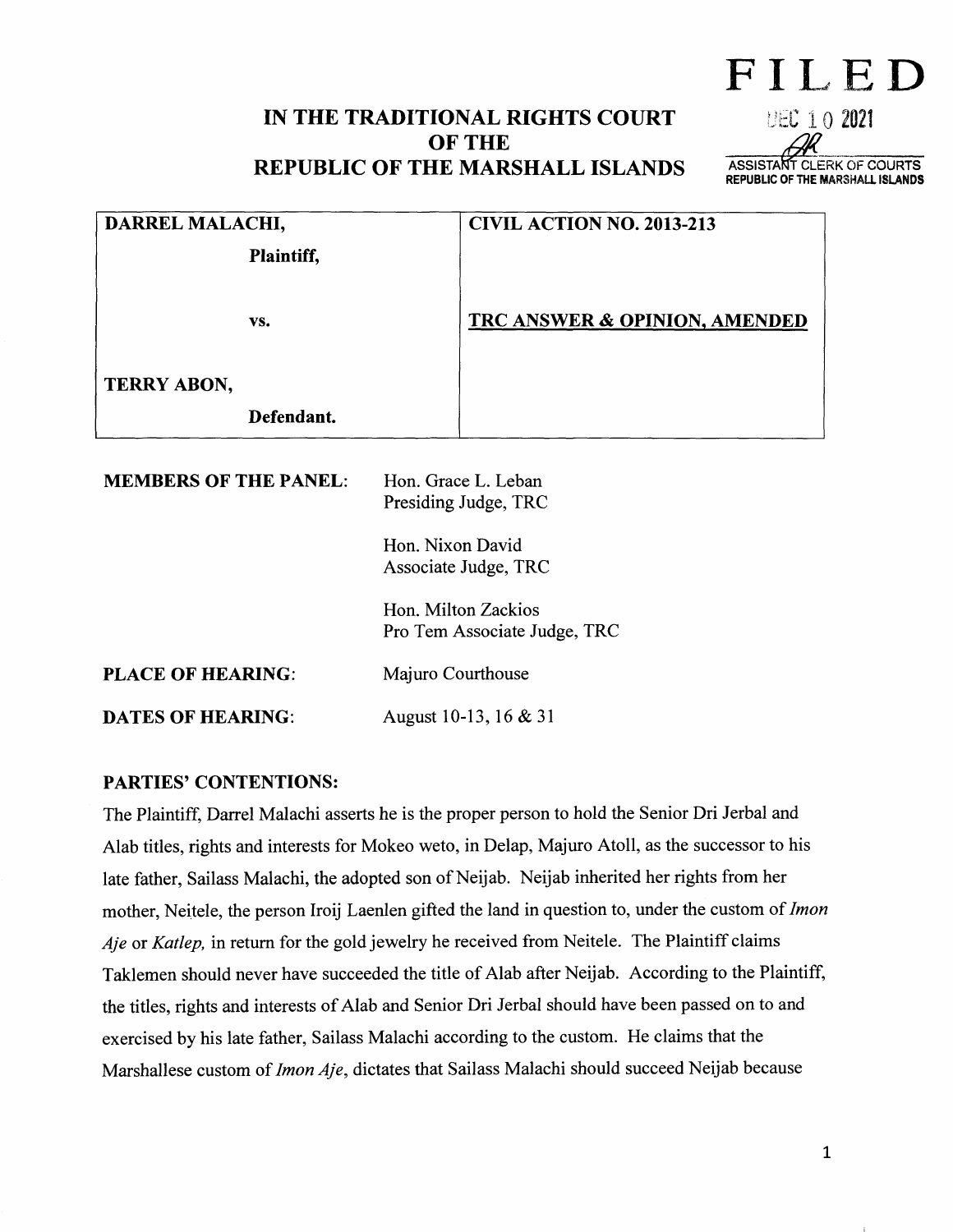**FILED**

DEC 10 2021

ASSISTANT CLERK OF COURTS
REPUBLIC OF THE MARSHALL ISLANDS

# IN THE TRADITIONAL RIGHTS COURT OF THE REPUBLIC OF THE MARSHALL ISLANDS

| | |
|---|---|
| **DARREL MALACHI,**<br><br>**Plaintiff,**<br><br>**vs.**<br><br>**TERRY ABON,**<br><br>**Defendant.** | **CIVIL ACTION NO. 2013-213**<br><br>**TRC ANSWER & OPINION, AMENDED** |

**MEMBERS OF THE PANEL:** Hon. Grace L. Leban
Presiding Judge, TRC

Hon. Nixon David
Associate Judge, TRC

Hon. Milton Zackios
Pro Tem Associate Judge, TRC

**PLACE OF HEARING:** Majuro Courthouse

**DATES OF HEARING:** August 10-13, 16 & 31

## PARTIES' CONTENTIONS:

The Plaintiff, Darrel Malachi asserts he is the proper person to hold the Senior Dri Jerbal and Alab titles, rights and interests for Mokeo weto, in Delap, Majuro Atoll, as the successor to his late father, Sailass Malachi, the adopted son of Neijab. Neijab inherited her rights from her mother, Neitele, the person Iroij Laenlen gifted the land in question to, under the custom of *Imon Aje* or *Katlep,* in return for the gold jewelry he received from Neitele. The Plaintiff claims Taklemen should never have succeeded the title of Alab after Neijab. According to the Plaintiff, the titles, rights and interests of Alab and Senior Dri Jerbal should have been passed on to and exercised by his late father, Sailass Malachi according to the custom. He claims that the Marshallese custom of *Imon Aje*, dictates that Sailass Malachi should succeed Neijab because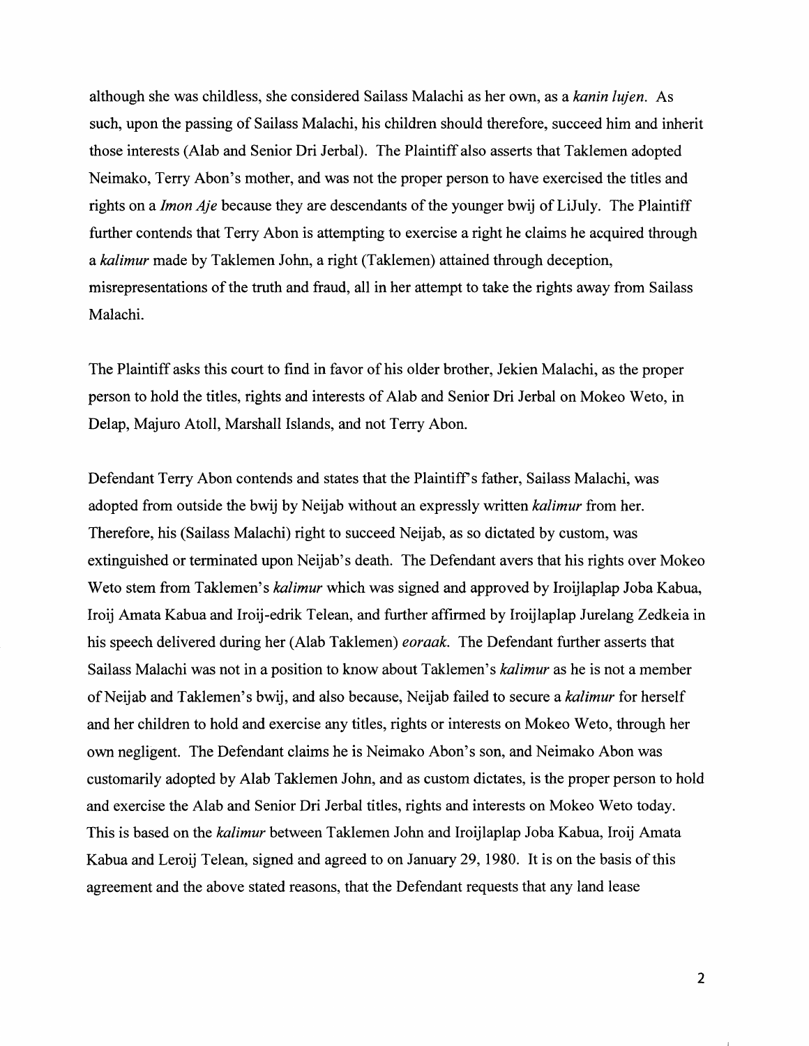although she was childless, she considered Sailass Malachi as her own, as a *kanin lujen*. As such, upon the passing of Sailass Malachi, his children should therefore, succeed him and inherit those interests (Alab and Senior Dri Jerbal). The Plaintiff also asserts that Taklemen adopted Neimako, Terry Abon's mother, and was not the proper person to have exercised the titles and rights on a *Imon Aje* because they are descendants of the younger bwij of LiJuly. The Plaintiff further contends that Terry Abon is attempting to exercise a right he claims he acquired through a *kalimur* made by Taklemen John, a right (Taklemen) attained through deception, misrepresentations of the truth and fraud, all in her attempt to take the rights away from Sailass Malachi.

The Plaintiff asks this court to find in favor of his older brother, Jekien Malachi, as the proper person to hold the titles, rights and interests of Alab and Senior Dri Jerbal on Mokeo Weto, in Delap, Majuro Atoll, Marshall Islands, and not Terry Abon.

Defendant Terry Abon contends and states that the Plaintiff's father, Sailass Malachi, was adopted from outside the bwij by Neijab without an expressly written *kalimur* from her. Therefore, his (Sailass Malachi) right to succeed Neijab, as so dictated by custom, was extinguished or terminated upon Neijab's death. The Defendant avers that his rights over Mokeo Weto stem from Taklemen's *kalimur* which was signed and approved by Iroijlaplap Joba Kabua, Iroij Amata Kabua and Iroij-edrik Telean, and further affirmed by Iroijlaplap Jurelang Zedkeia in his speech delivered during her (Alab Taklemen) *eoraak*. The Defendant further asserts that Sailass Malachi was not in a position to know about Taklemen's *kalimur* as he is not a member of Neijab and Taklemen's bwij, and also because, Neijab failed to secure a *kalimur* for herself and her children to hold and exercise any titles, rights or interests on Mokeo Weto, through her own negligent. The Defendant claims he is Neimako Abon's son, and Neimako Abon was customarily adopted by Alab Taklemen John, and as custom dictates, is the proper person to hold and exercise the Alab and Senior Dri Jerbal titles, rights and interests on Mokeo Weto today. This is based on the *kalimur* between Taklemen John and Iroijlaplap Joba Kabua, Iroij Amata Kabua and Leroij Telean, signed and agreed to on January 29, 1980. It is on the basis of this agreement and the above stated reasons, that the Defendant requests that any land lease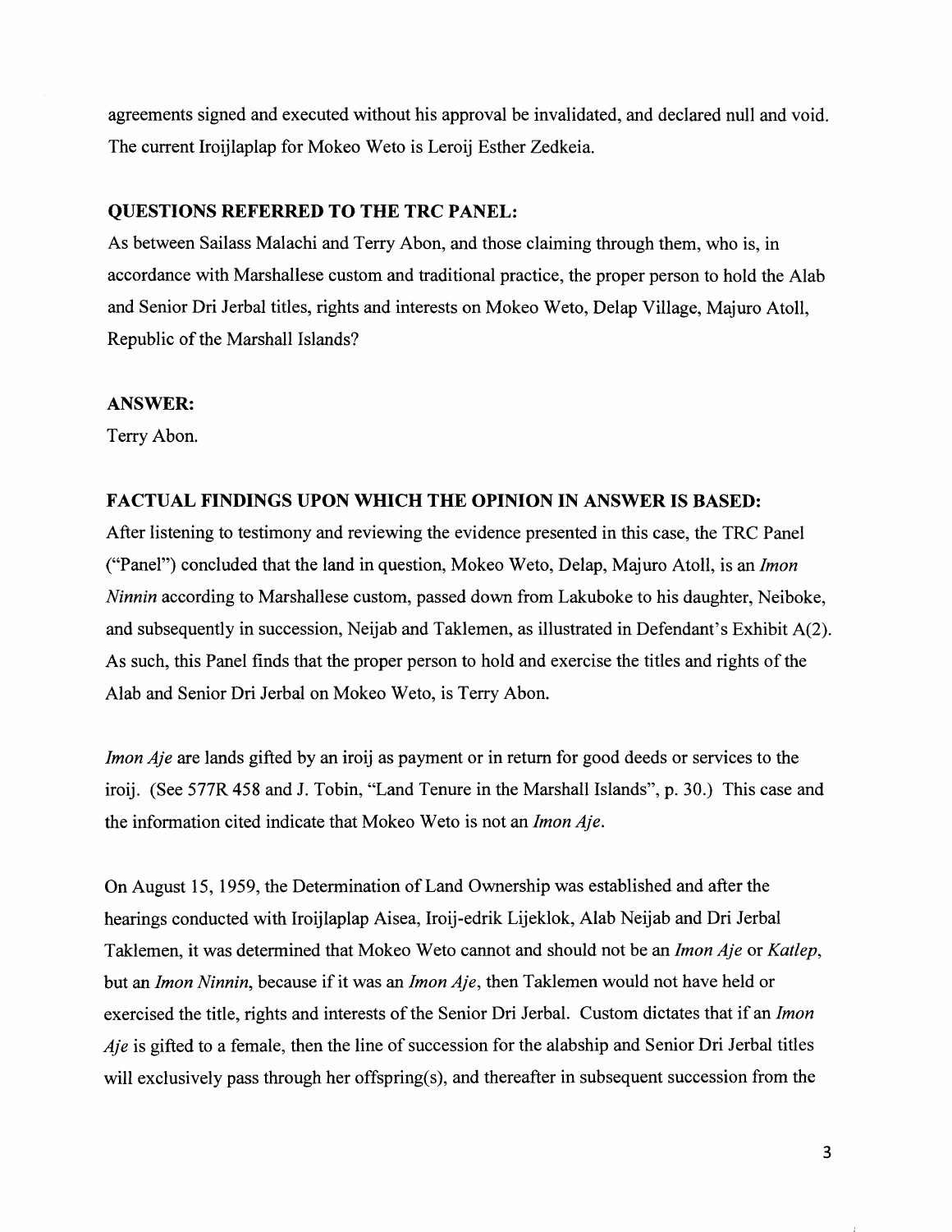agreements signed and executed without his approval be invalidated, and declared null and void. The current Iroijlaplap for Mokeo Weto is Leroij Esther Zedkeia.

**QUESTIONS REFERRED TO THE TRC PANEL:**

As between Sailass Malachi and Terry Abon, and those claiming through them, who is, in accordance with Marshallese custom and traditional practice, the proper person to hold the Alab and Senior Dri Jerbal titles, rights and interests on Mokeo Weto, Delap Village, Majuro Atoll, Republic of the Marshall Islands?

**ANSWER:**

Terry Abon.

**FACTUAL FINDINGS UPON WHICH THE OPINION IN ANSWER IS BASED:**

After listening to testimony and reviewing the evidence presented in this case, the TRC Panel ("Panel") concluded that the land in question, Mokeo Weto, Delap, Majuro Atoll, is an *Imon Ninnin* according to Marshallese custom, passed down from Lakuboke to his daughter, Neiboke, and subsequently in succession, Neijab and Taklemen, as illustrated in Defendant's Exhibit A(2). As such, this Panel finds that the proper person to hold and exercise the titles and rights of the Alab and Senior Dri Jerbal on Mokeo Weto, is Terry Abon.

*Imon Aje* are lands gifted by an iroij as payment or in return for good deeds or services to the iroij. (See 577R 458 and J. Tobin, "Land Tenure in the Marshall Islands", p. 30.) This case and the information cited indicate that Mokeo Weto is not an *Imon Aje*.

On August 15, 1959, the Determination of Land Ownership was established and after the hearings conducted with Iroijlaplap Aisea, Iroij-edrik Lijeklok, Alab Neijab and Dri Jerbal Taklemen, it was determined that Mokeo Weto cannot and should not be an *Imon Aje* or *Katlep*, but an *Imon Ninnin*, because if it was an *Imon Aje*, then Taklemen would not have held or exercised the title, rights and interests of the Senior Dri Jerbal. Custom dictates that if an *Imon Aje* is gifted to a female, then the line of succession for the alabship and Senior Dri Jerbal titles will exclusively pass through her offspring(s), and thereafter in subsequent succession from the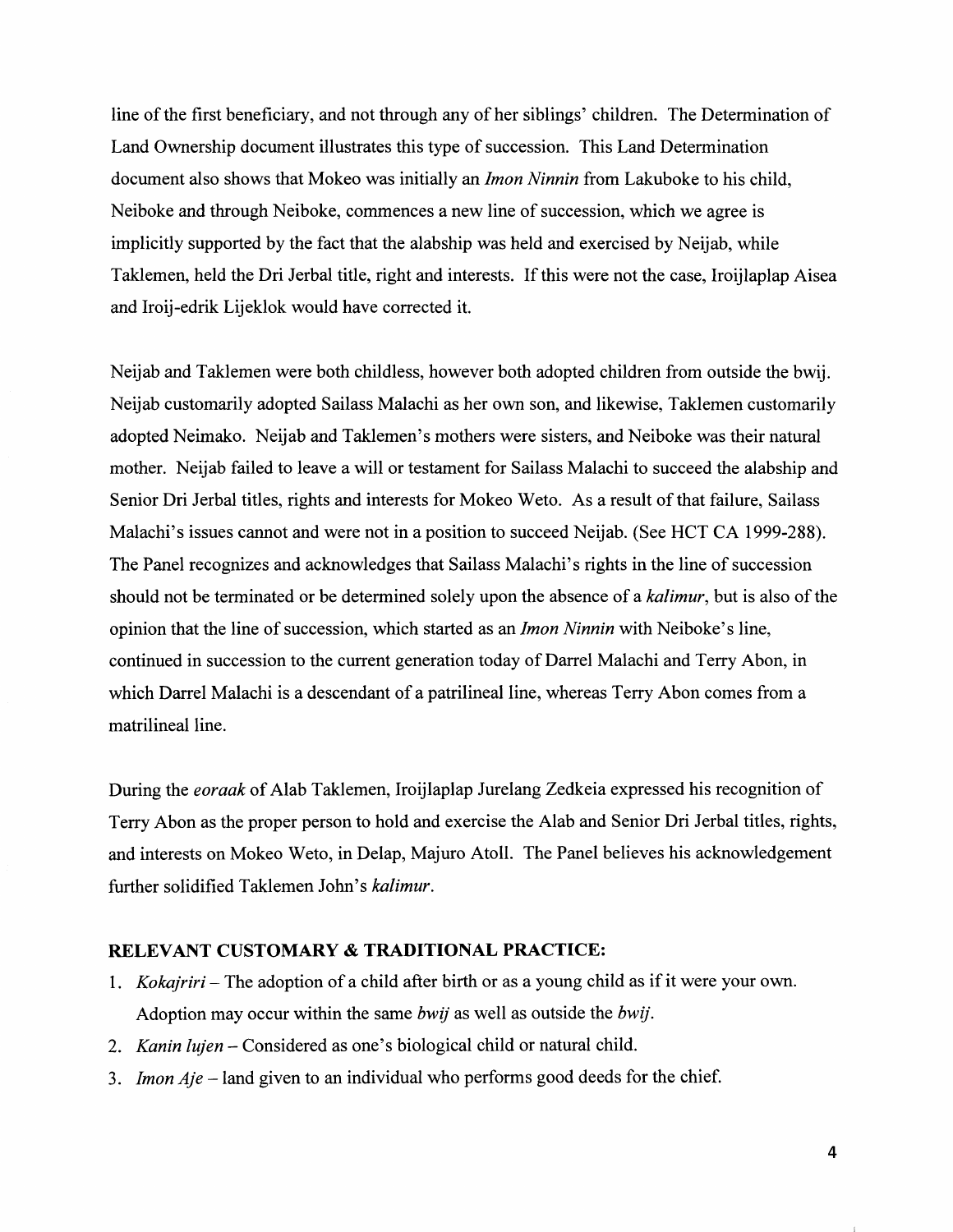line of the first beneficiary, and not through any of her siblings' children. The Determination of Land Ownership document illustrates this type of succession. This Land Determination document also shows that Mokeo was initially an *Imon Ninnin* from Lakuboke to his child, Neiboke and through Neiboke, commences a new line of succession, which we agree is implicitly supported by the fact that the alabship was held and exercised by Neijab, while Taklemen, held the Dri Jerbal title, right and interests. If this were not the case, Iroijlaplap Aisea and Iroij-edrik Lijeklok would have corrected it.

Neijab and Taklemen were both childless, however both adopted children from outside the bwij. Neijab customarily adopted Sailass Malachi as her own son, and likewise, Taklemen customarily adopted Neimako. Neijab and Taklemen's mothers were sisters, and Neiboke was their natural mother. Neijab failed to leave a will or testament for Sailass Malachi to succeed the alabship and Senior Dri Jerbal titles, rights and interests for Mokeo Weto. As a result of that failure, Sailass Malachi's issues cannot and were not in a position to succeed Neijab. (See HCT CA 1999-288). The Panel recognizes and acknowledges that Sailass Malachi's rights in the line of succession should not be terminated or be determined solely upon the absence of a *kalimur*, but is also of the opinion that the line of succession, which started as an *Imon Ninnin* with Neiboke's line, continued in succession to the current generation today of Darrel Malachi and Terry Abon, in which Darrel Malachi is a descendant of a patrilineal line, whereas Terry Abon comes from a matrilineal line.

During the *eoraak* of Alab Taklemen, Iroijlaplap Jurelang Zedkeia expressed his recognition of Terry Abon as the proper person to hold and exercise the Alab and Senior Dri Jerbal titles, rights, and interests on Mokeo Weto, in Delap, Majuro Atoll. The Panel believes his acknowledgement further solidified Taklemen John's *kalimur*.

**RELEVANT CUSTOMARY & TRADITIONAL PRACTICE:**

1. *Kokajriri* – The adoption of a child after birth or as a young child as if it were your own. Adoption may occur within the same *bwij* as well as outside the *bwij*.
2. *Kanin lujen* – Considered as one's biological child or natural child.
3. *Imon Aje* – land given to an individual who performs good deeds for the chief.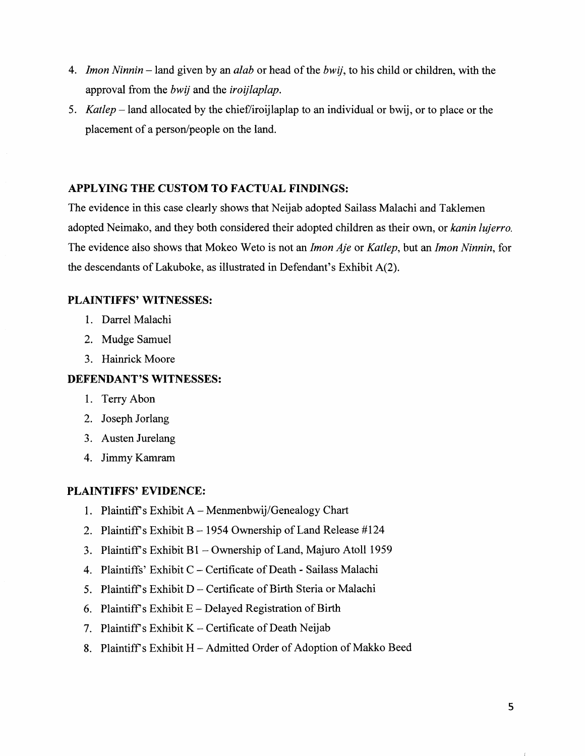4. *Imon Ninnin* – land given by an *alab* or head of the *bwij*, to his child or children, with the approval from the *bwij* and the *iroijlaplap*.
5. *Katlep* – land allocated by the chief/iroijlaplap to an individual or bwij, or to place or the placement of a person/people on the land.

### APPLYING THE CUSTOM TO FACTUAL FINDINGS:

The evidence in this case clearly shows that Neijab adopted Sailass Malachi and Taklemen adopted Neimako, and they both considered their adopted children as their own, or *kanin lujerro*. The evidence also shows that Mokeo Weto is not an *Imon Aje* or *Katlep*, but an *Imon Ninnin*, for the descendants of Lakuboke, as illustrated in Defendant's Exhibit A(2).

### PLAINTIFFS' WITNESSES:

1. Darrel Malachi
2. Mudge Samuel
3. Hainrick Moore

### DEFENDANT'S WITNESSES:

1. Terry Abon
2. Joseph Jorlang
3. Austen Jurelang
4. Jimmy Kamram

### PLAINTIFFS' EVIDENCE:

1. Plaintiff's Exhibit A – Menmenbwij/Genealogy Chart
2. Plaintiff's Exhibit B – 1954 Ownership of Land Release #124
3. Plaintiff's Exhibit B1 – Ownership of Land, Majuro Atoll 1959
4. Plaintiffs' Exhibit C – Certificate of Death - Sailass Malachi
5. Plaintiff's Exhibit D – Certificate of Birth Steria or Malachi
6. Plaintiff's Exhibit E – Delayed Registration of Birth
7. Plaintiff's Exhibit K – Certificate of Death Neijab
8. Plaintiff's Exhibit H – Admitted Order of Adoption of Makko Beed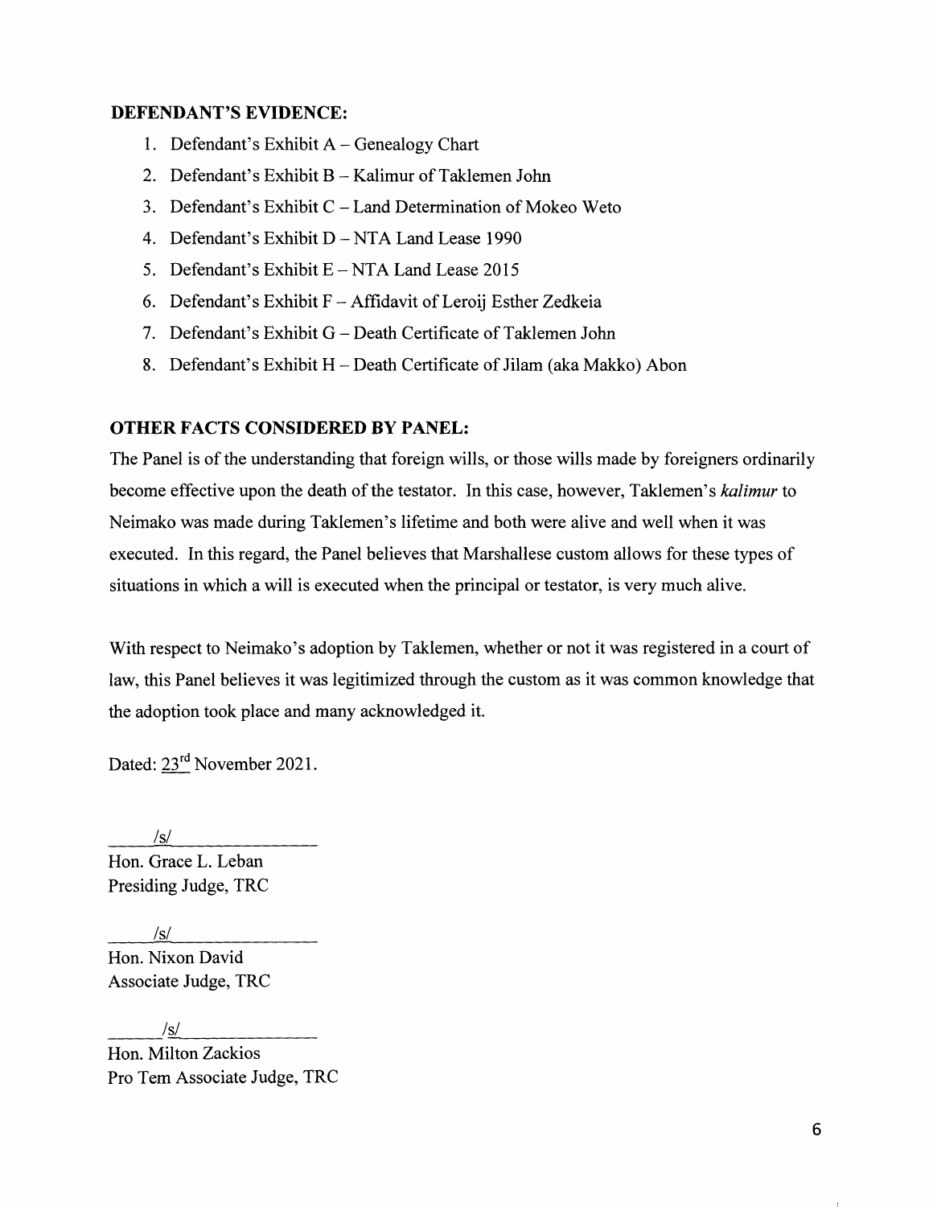**DEFENDANT'S EVIDENCE:**

1. Defendant's Exhibit A – Genealogy Chart
2. Defendant's Exhibit B – Kalimur of Taklemen John
3. Defendant's Exhibit C – Land Determination of Mokeo Weto
4. Defendant's Exhibit D – NTA Land Lease 1990
5. Defendant's Exhibit E – NTA Land Lease 2015
6. Defendant's Exhibit F – Affidavit of Leroij Esther Zedkeia
7. Defendant's Exhibit G – Death Certificate of Taklemen John
8. Defendant's Exhibit H – Death Certificate of Jilam (aka Makko) Abon

**OTHER FACTS CONSIDERED BY PANEL:**

The Panel is of the understanding that foreign wills, or those wills made by foreigners ordinarily become effective upon the death of the testator. In this case, however, Taklemen's *kalimur* to Neimako was made during Taklemen's lifetime and both were alive and well when it was executed. In this regard, the Panel believes that Marshallese custom allows for these types of situations in which a will is executed when the principal or testator, is very much alive.

With respect to Neimako's adoption by Taklemen, whether or not it was registered in a court of law, this Panel believes it was legitimized through the custom as it was common knowledge that the adoption took place and many acknowledged it.

Dated: 23rd November 2021.

/s/
Hon. Grace L. Leban
Presiding Judge, TRC

/s/
Hon. Nixon David
Associate Judge, TRC

/s/
Hon. Milton Zackios
Pro Tem Associate Judge, TRC